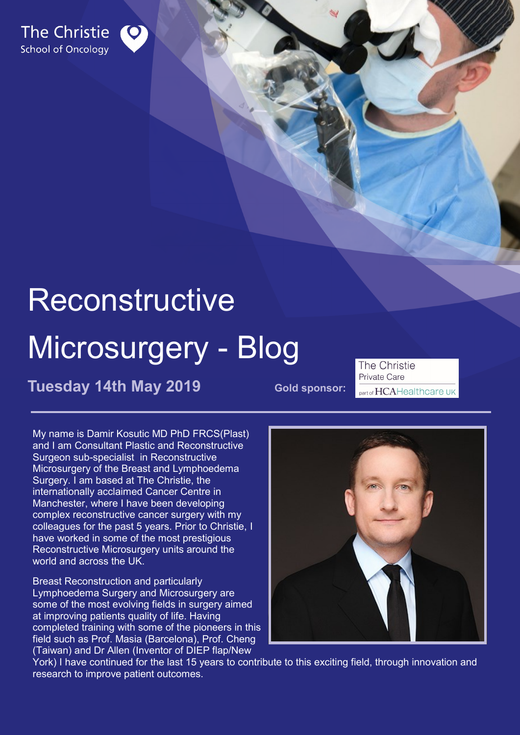The Christie
School of Oncology

# Reconstructive Microsurgery - Blog

**Tuesday 14th May 2019**

**Gold sponsor:** The Christie Private Care part of HCA Healthcare UK

My name is Damir Kosutic MD PhD FRCS(Plast) and I am Consultant Plastic and Reconstructive Surgeon sub-specialist in Reconstructive Microsurgery of the Breast and Lymphoedema Surgery. I am based at The Christie, the internationally acclaimed Cancer Centre in Manchester, where I have been developing complex reconstructive cancer surgery with my colleagues for the past 5 years. Prior to Christie, I have worked in some of the most prestigious Reconstructive Microsurgery units around the world and across the UK.

Breast Reconstruction and particularly Lymphoedema Surgery and Microsurgery are some of the most evolving fields in surgery aimed at improving patients quality of life. Having completed training with some of the pioneers in this field such as Prof. Masia (Barcelona), Prof. Cheng (Taiwan) and Dr Allen (Inventor of DIEP flap/New York) I have continued for the last 15 years to contribute to this exciting field, through innovation and research to improve patient outcomes.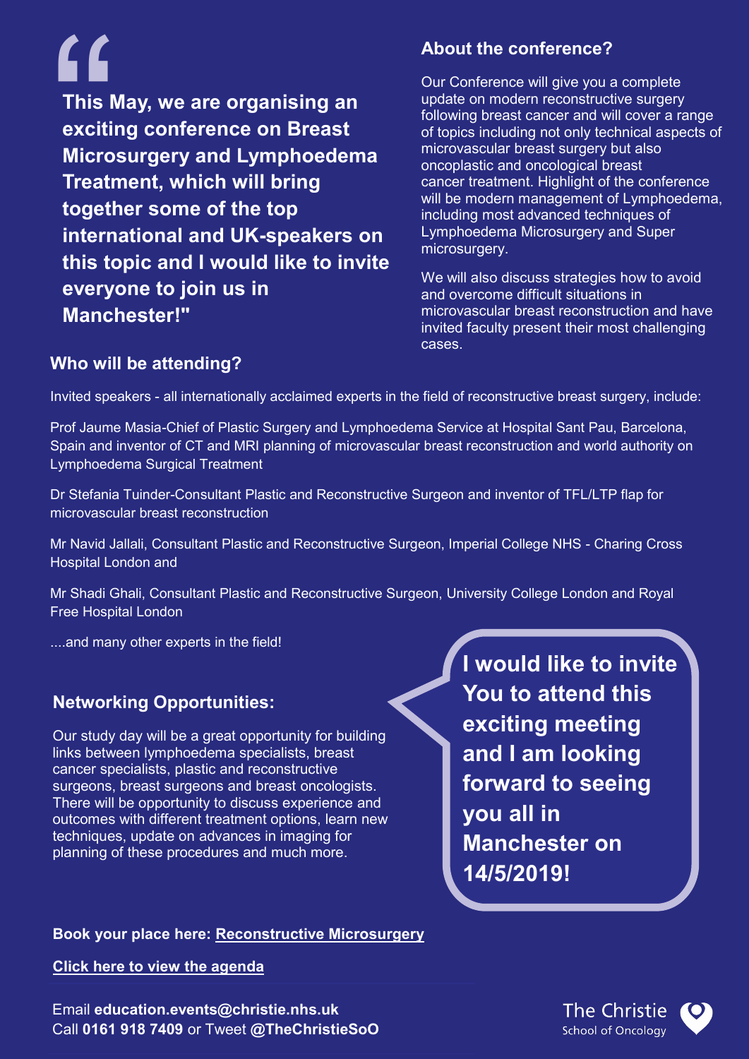**“This May, we are organising an exciting conference on Breast Microsurgery and Lymphoedema Treatment, which will bring together some of the top international and UK-speakers on this topic and I would like to invite everyone to join us in Manchester!"**

## About the conference?

Our Conference will give you a complete update on modern reconstructive surgery following breast cancer and will cover a range of topics including not only technical aspects of microvascular breast surgery but also oncoplastic and oncological breast cancer treatment. Highlight of the conference will be modern management of Lymphoedema, including most advanced techniques of Lymphoedema Microsurgery and Super microsurgery.

We will also discuss strategies how to avoid and overcome difficult situations in microvascular breast reconstruction and have invited faculty present their most challenging cases.

## Who will be attending?

Invited speakers - all internationally acclaimed experts in the field of reconstructive breast surgery, include:

Prof Jaume Masia-Chief of Plastic Surgery and Lymphoedema Service at Hospital Sant Pau, Barcelona, Spain and inventor of CT and MRI planning of microvascular breast reconstruction and world authority on Lymphoedema Surgical Treatment

Dr Stefania Tuinder-Consultant Plastic and Reconstructive Surgeon and inventor of TFL/LTP flap for microvascular breast reconstruction

Mr Navid Jallali, Consultant Plastic and Reconstructive Surgeon, Imperial College NHS - Charing Cross Hospital London and

Mr Shadi Ghali, Consultant Plastic and Reconstructive Surgeon, University College London and Royal Free Hospital London

....and many other experts in the field!

## Networking Opportunities:

Our study day will be a great opportunity for building links between lymphoedema specialists, breast cancer specialists, plastic and reconstructive surgeons, breast surgeons and breast oncologists. There will be opportunity to discuss experience and outcomes with different treatment options, learn new techniques, update on advances in imaging for planning of these procedures and much more.

**I would like to invite You to attend this exciting meeting and I am looking forward to seeing you all in Manchester on 14/5/2019!**

**Book your place here: Reconstructive Microsurgery**

**Click here to view the agenda**

Email **education.events@christie.nhs.uk**
Call **0161 918 7409** or Tweet **@TheChristieSoO**

The Christie
School of Oncology